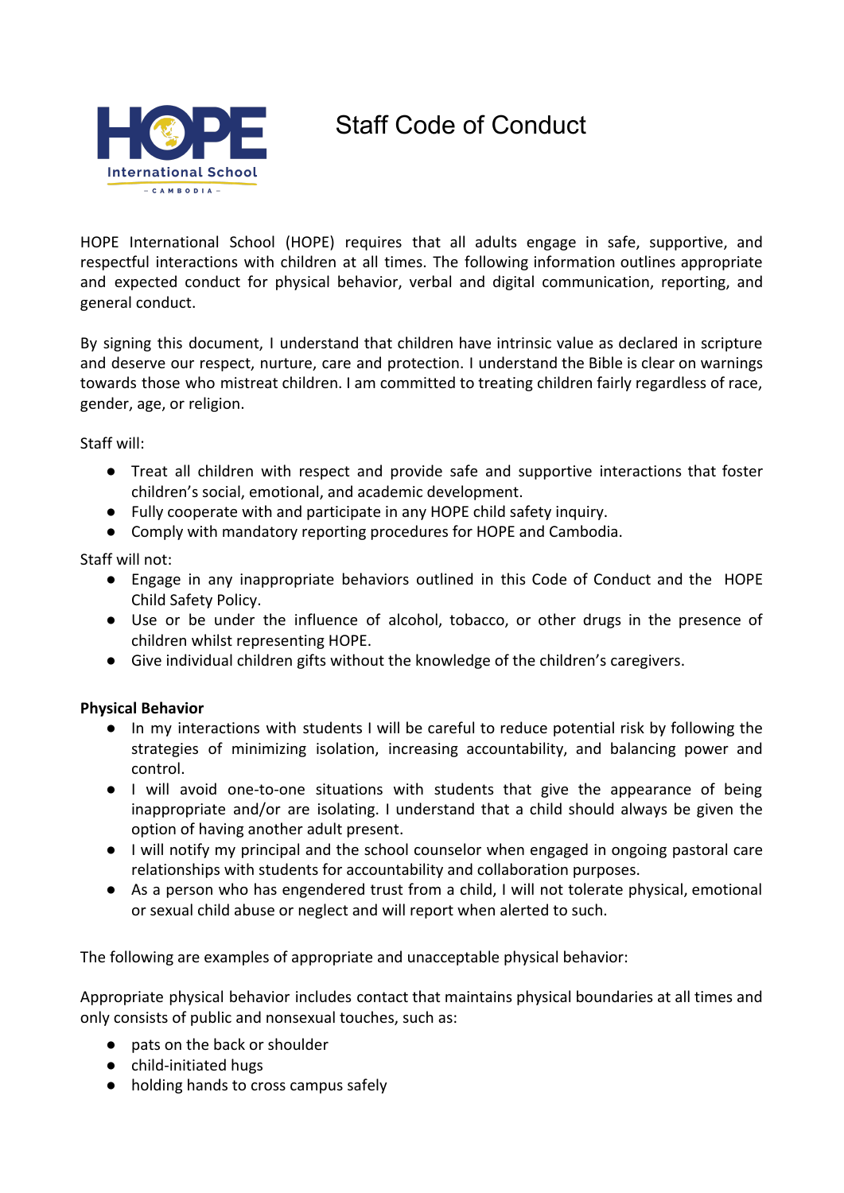# Staff Code of Conduct

HOPE International School (HOPE) requires that all adults engage in safe, supportive, and respectful interactions with children at all times. The following information outlines appropriate and expected conduct for physical behavior, verbal and digital communication, reporting, and general conduct.

By signing this document, I understand that children have intrinsic value as declared in scripture and deserve our respect, nurture, care and protection. I understand the Bible is clear on warnings towards those who mistreat children. I am committed to treating children fairly regardless of race, gender, age, or religion.

Staff will:

- Treat all children with respect and provide safe and supportive interactions that foster children's social, emotional, and academic development.
- Fully cooperate with and participate in any HOPE child safety inquiry.
- Comply with mandatory reporting procedures for HOPE and Cambodia.

Staff will not:

- Engage in any inappropriate behaviors outlined in this Code of Conduct and the HOPE Child Safety Policy.
- Use or be under the influence of alcohol, tobacco, or other drugs in the presence of children whilst representing HOPE.
- Give individual children gifts without the knowledge of the children's caregivers.

**Physical Behavior**

- In my interactions with students I will be careful to reduce potential risk by following the strategies of minimizing isolation, increasing accountability, and balancing power and control.
- I will avoid one-to-one situations with students that give the appearance of being inappropriate and/or are isolating. I understand that a child should always be given the option of having another adult present.
- I will notify my principal and the school counselor when engaged in ongoing pastoral care relationships with students for accountability and collaboration purposes.
- As a person who has engendered trust from a child, I will not tolerate physical, emotional or sexual child abuse or neglect and will report when alerted to such.

The following are examples of appropriate and unacceptable physical behavior:

Appropriate physical behavior includes contact that maintains physical boundaries at all times and only consists of public and nonsexual touches, such as:

- pats on the back or shoulder
- child-initiated hugs
- holding hands to cross campus safely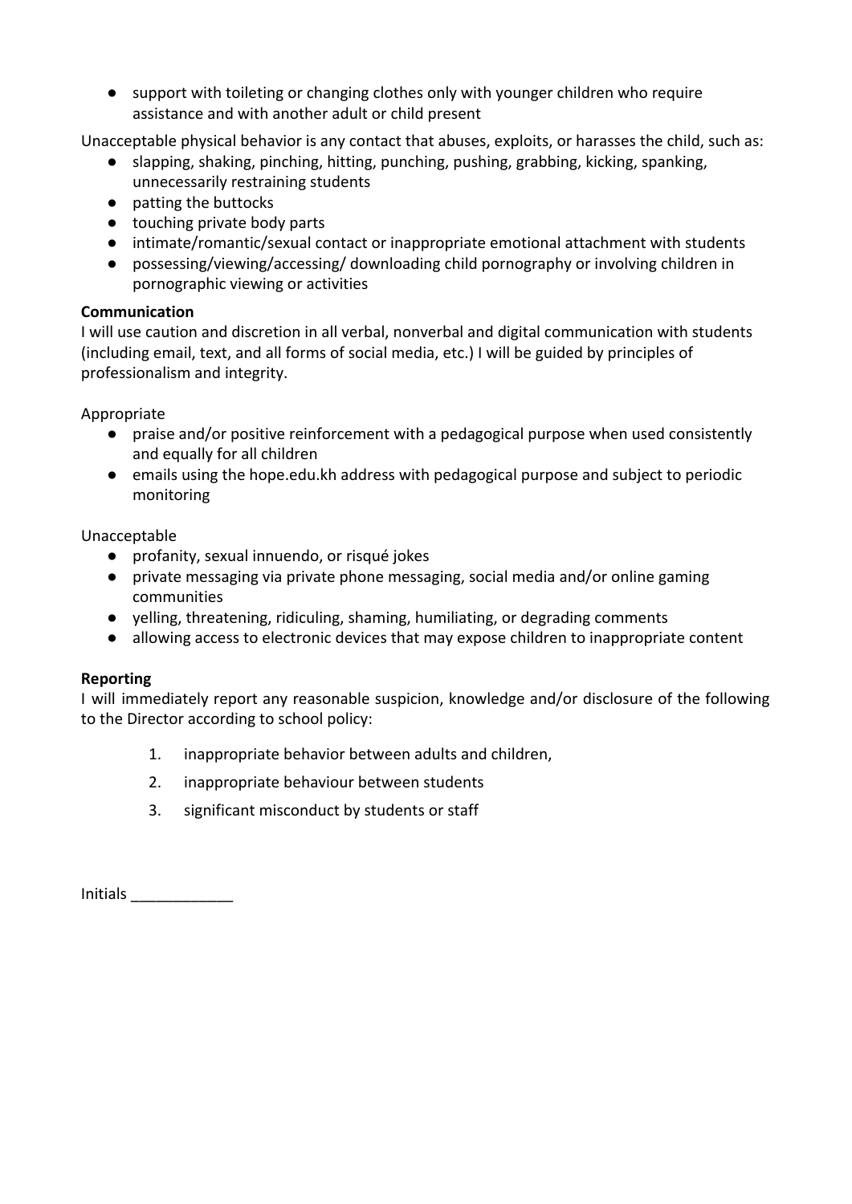- support with toileting or changing clothes only with younger children who require assistance and with another adult or child present

Unacceptable physical behavior is any contact that abuses, exploits, or harasses the child, such as:

- slapping, shaking, pinching, hitting, punching, pushing, grabbing, kicking, spanking, unnecessarily restraining students
- patting the buttocks
- touching private body parts
- intimate/romantic/sexual contact or inappropriate emotional attachment with students
- possessing/viewing/accessing/ downloading child pornography or involving children in pornographic viewing or activities

**Communication**

I will use caution and discretion in all verbal, nonverbal and digital communication with students (including email, text, and all forms of social media, etc.) I will be guided by principles of professionalism and integrity.

Appropriate

- praise and/or positive reinforcement with a pedagogical purpose when used consistently and equally for all children
- emails using the hope.edu.kh address with pedagogical purpose and subject to periodic monitoring

Unacceptable

- profanity, sexual innuendo, or risqué jokes
- private messaging via private phone messaging, social media and/or online gaming communities
- yelling, threatening, ridiculing, shaming, humiliating, or degrading comments
- allowing access to electronic devices that may expose children to inappropriate content

**Reporting**

I will immediately report any reasonable suspicion, knowledge and/or disclosure of the following to the Director according to school policy:

1. inappropriate behavior between adults and children,
2. inappropriate behaviour between students
3. significant misconduct by students or staff

Initials ____________